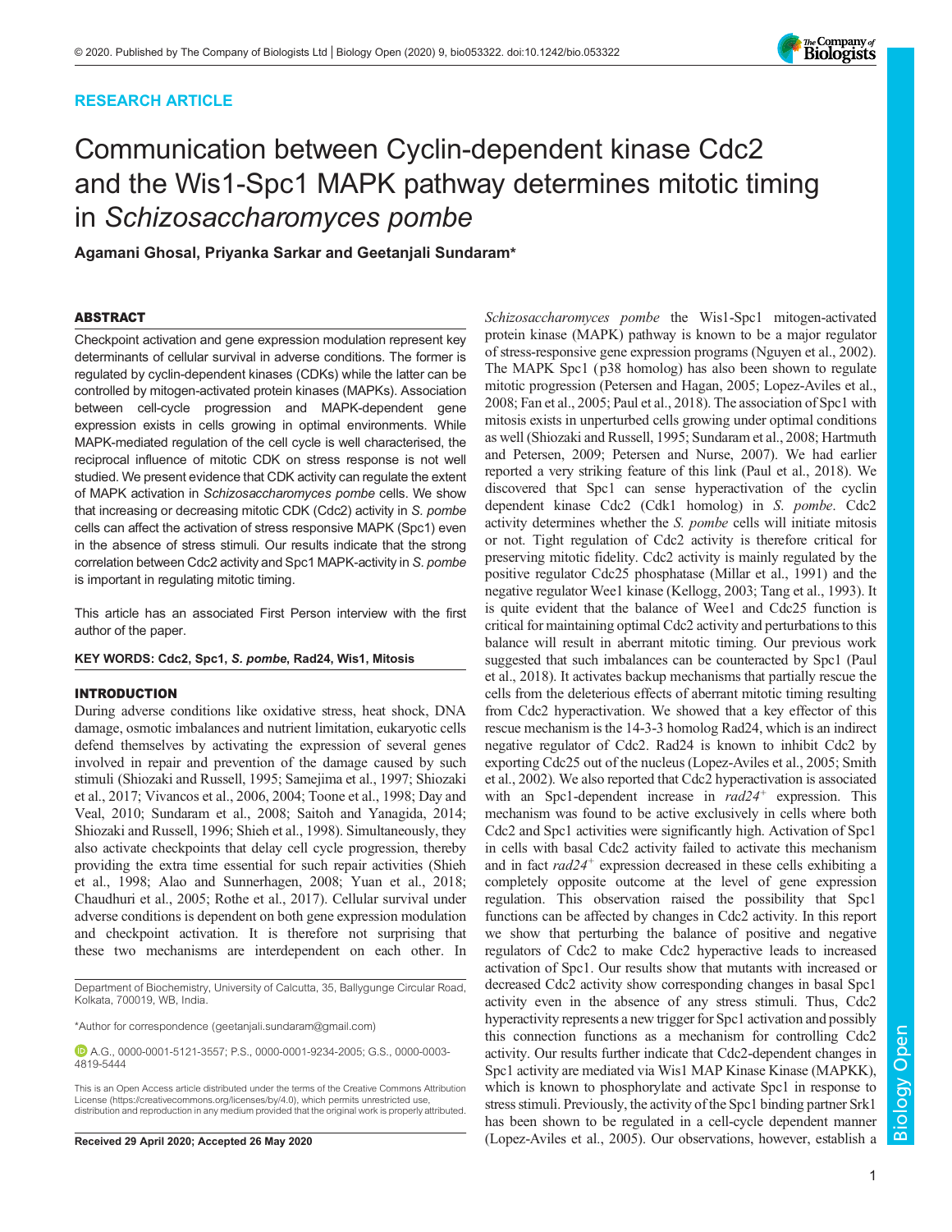RESEARCH ARTICLE

# Communication between Cyclin-dependent kinase Cdc2 and the Wis1-Spc1 MAPK pathway determines mitotic timing in *Schizosaccharomyces pombe*

Agamani Ghosal, Priyanka Sarkar and Geetanjali Sundaram*

## ABSTRACT

Checkpoint activation and gene expression modulation represent key determinants of cellular survival in adverse conditions. The former is regulated by cyclin-dependent kinases (CDKs) while the latter can be controlled by mitogen-activated protein kinases (MAPKs). Association between cell-cycle progression and MAPK-dependent gene expression exists in cells growing in optimal environments. While MAPK-mediated regulation of the cell cycle is well characterised, the reciprocal influence of mitotic CDK on stress response is not well studied. We present evidence that CDK activity can regulate the extent of MAPK activation in *Schizosaccharomyces pombe* cells. We show that increasing or decreasing mitotic CDK (Cdc2) activity in *S. pombe* cells can affect the activation of stress responsive MAPK (Spc1) even in the absence of stress stimuli. Our results indicate that the strong correlation between Cdc2 activity and Spc1 MAPK-activity in *S. pombe* is important in regulating mitotic timing.

This article has an associated First Person interview with the first author of the paper.

**KEY WORDS:** Cdc2, Spc1, *S. pombe*, Rad24, Wis1, Mitosis

## INTRODUCTION

During adverse conditions like oxidative stress, heat shock, DNA damage, osmotic imbalances and nutrient limitation, eukaryotic cells defend themselves by activating the expression of several genes involved in repair and prevention of the damage caused by such stimuli (Shiozaki and Russell, 1995; Samejima et al., 1997; Shiozaki et al., 2017; Vivancos et al., 2006, 2004; Toone et al., 1998; Day and Veal, 2010; Sundaram et al., 2008; Saitoh and Yanagida, 2014; Shiozaki and Russell, 1996; Shieh et al., 1998). Simultaneously, they also activate checkpoints that delay cell cycle progression, thereby providing the extra time essential for such repair activities (Shieh et al., 1998; Alao and Sunnerhagen, 2008; Yuan et al., 2018; Chaudhuri et al., 2005; Rothe et al., 2017). Cellular survival under adverse conditions is dependent on both gene expression modulation and checkpoint activation. It is therefore not surprising that these two mechanisms are interdependent on each other. In *Schizosaccharomyces pombe* the Wis1-Spc1 mitogen-activated protein kinase (MAPK) pathway is known to be a major regulator of stress-responsive gene expression programs (Nguyen et al., 2002). The MAPK Spc1 (p38 homolog) has also been shown to regulate mitotic progression (Petersen and Hagan, 2005; Lopez-Aviles et al., 2008; Fan et al., 2005; Paul et al., 2018). The association of Spc1 with mitosis exists in unperturbed cells growing under optimal conditions as well (Shiozaki and Russell, 1995; Sundaram et al., 2008; Hartmuth and Petersen, 2009; Petersen and Nurse, 2007). We had earlier reported a very striking feature of this link (Paul et al., 2018). We discovered that Spc1 can sense hyperactivation of the cyclin dependent kinase Cdc2 (Cdk1 homolog) in *S. pombe*. Cdc2 activity determines whether the *S. pombe* cells will initiate mitosis or not. Tight regulation of Cdc2 activity is therefore critical for preserving mitotic fidelity. Cdc2 activity is mainly regulated by the positive regulator Cdc25 phosphatase (Millar et al., 1991) and the negative regulator Wee1 kinase (Kellogg, 2003; Tang et al., 1993). It is quite evident that the balance of Wee1 and Cdc25 function is critical for maintaining optimal Cdc2 activity and perturbations to this balance will result in aberrant mitotic timing. Our previous work suggested that such imbalances can be counteracted by Spc1 (Paul et al., 2018). It activates backup mechanisms that partially rescue the cells from the deleterious effects of aberrant mitotic timing resulting from Cdc2 hyperactivation. We showed that a key effector of this rescue mechanism is the 14-3-3 homolog Rad24, which is an indirect negative regulator of Cdc2. Rad24 is known to inhibit Cdc2 by exporting Cdc25 out of the nucleus (Lopez-Aviles et al., 2005; Smith et al., 2002). We also reported that Cdc2 hyperactivation is associated with an Spc1-dependent increase in *rad24*$^{+}$ expression. This mechanism was found to be active exclusively in cells where both Cdc2 and Spc1 activities were significantly high. Activation of Spc1 in cells with basal Cdc2 activity failed to activate this mechanism and in fact *rad24*$^{+}$ expression decreased in these cells exhibiting a completely opposite outcome at the level of gene expression regulation. This observation raised the possibility that Spc1 functions can be affected by changes in Cdc2 activity. In this report we show that perturbing the balance of positive and negative regulators of Cdc2 to make Cdc2 hyperactive leads to increased activation of Spc1. Our results show that mutants with increased or decreased Cdc2 activity show corresponding changes in basal Spc1 activity even in the absence of any stress stimuli. Thus, Cdc2 hyperactivity represents a new trigger for Spc1 activation and possibly this connection functions as a mechanism for controlling Cdc2 activity. Our results further indicate that Cdc2-dependent changes in Spc1 activity are mediated via Wis1 MAP Kinase Kinase (MAPKK), which is known to phosphorylate and activate Spc1 in response to stress stimuli. Previously, the activity of the Spc1 binding partner Srk1 has been shown to be regulated in a cell-cycle dependent manner (Lopez-Aviles et al., 2005). Our observations, however, establish a

Department of Biochemistry, University of Calcutta, 35, Ballygunge Circular Road, Kolkata, 700019, WB, India.

*Author for correspondence (geetanjali.sundaram@gmail.com)

A.G., 0000-0001-5121-3557; P.S., 0000-0001-9234-2005; G.S., 0000-0003-4819-5444

This is an Open Access article distributed under the terms of the Creative Commons Attribution License (https://creativecommons.org/licenses/by/4.0), which permits unrestricted use, distribution and reproduction in any medium provided that the original work is properly attributed.

Received 29 April 2020; Accepted 26 May 2020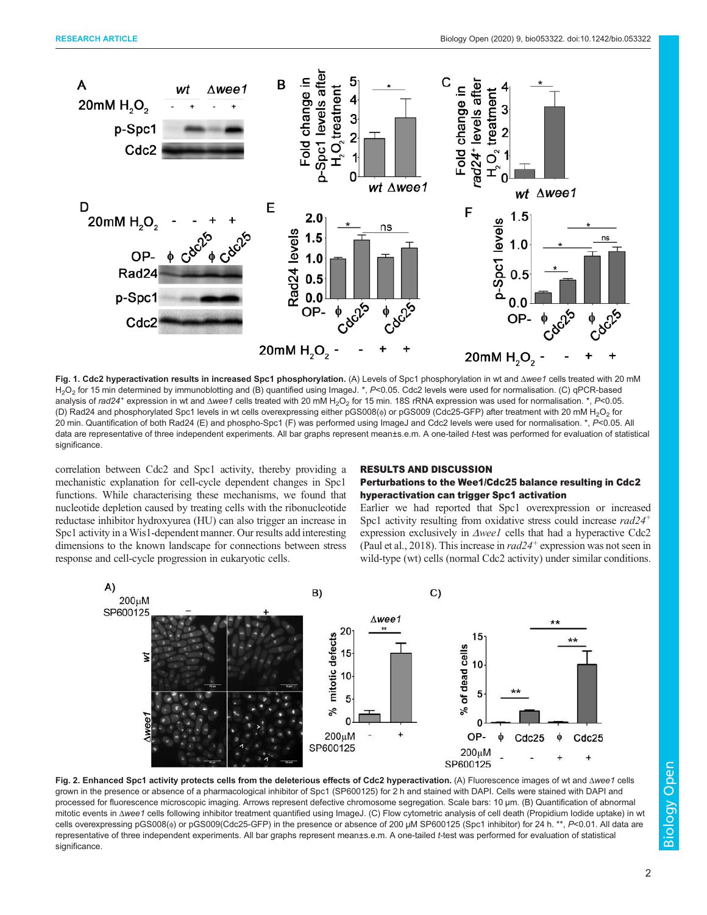**Fig. 1. Cdc2 hyperactivation results in increased Spc1 phosphorylation.** (A) Levels of Spc1 phosphorylation in wt and Δ*wee1* cells treated with 20 mM $H_2O_2$ for 15 min determined by immunoblotting and (B) quantified using ImageJ. *, $P$<0.05. Cdc2 levels were used for normalisation. (C) qPCR-based analysis of *rad24*$^+$ expression in wt and Δ*wee1* cells treated with 20 mM $H_2O_2$ for 15 min. 18S rRNA expression was used for normalisation. *, $P$<0.05. (D) Rad24 and phosphorylated Spc1 levels in wt cells overexpressing either pGS008(ϕ) or pGS009 (Cdc25-GFP) after treatment with 20 mM $H_2O_2$ for 20 min. Quantification of both Rad24 (E) and phospho-Spc1 (F) was performed using ImageJ and Cdc2 levels were used for normalisation. *, $P$<0.05. All data are representative of three independent experiments. All bar graphs represent mean±s.e.m. A one-tailed *t*-test was performed for evaluation of statistical significance.

correlation between Cdc2 and Spc1 activity, thereby providing a mechanistic explanation for cell-cycle dependent changes in Spc1 functions. While characterising these mechanisms, we found that nucleotide depletion caused by treating cells with the ribonucleotide reductase inhibitor hydroxyurea (HU) can also trigger an increase in Spc1 activity in a Wis1-dependent manner. Our results add interesting dimensions to the known landscape for connections between stress response and cell-cycle progression in eukaryotic cells.

## RESULTS AND DISCUSSION

### Perturbations to the Wee1/Cdc25 balance resulting in Cdc2 hyperactivation can trigger Spc1 activation

Earlier we had reported that Spc1 overexpression or increased Spc1 activity resulting from oxidative stress could increase *rad24*$^+$ expression exclusively in Δ*wee1* cells that had a hyperactive Cdc2 (Paul et al., 2018). This increase in *rad24*$^+$ expression was not seen in wild-type (wt) cells (normal Cdc2 activity) under similar conditions.

**Fig. 2. Enhanced Spc1 activity protects cells from the deleterious effects of Cdc2 hyperactivation.** (A) Fluorescence images of wt and Δ*wee1* cells grown in the presence or absence of a pharmacological inhibitor of Spc1 (SP600125) for 2 h and stained with DAPI. Cells were stained with DAPI and processed for fluorescence microscopic imaging. Arrows represent defective chromosome segregation. Scale bars: 10 µm. (B) Quantification of abnormal mitotic events in Δ*wee1* cells following inhibitor treatment quantified using ImageJ. (C) Flow cytometric analysis of cell death (Propidium Iodide uptake) in wt cells overexpressing pGS008(ϕ) or pGS009(Cdc25-GFP) in the presence or absence of 200 µM SP600125 (Spc1 inhibitor) for 24 h. **, $P$<0.01. All data are representative of three independent experiments. All bar graphs represent mean±s.e.m. A one-tailed *t*-test was performed for evaluation of statistical significance.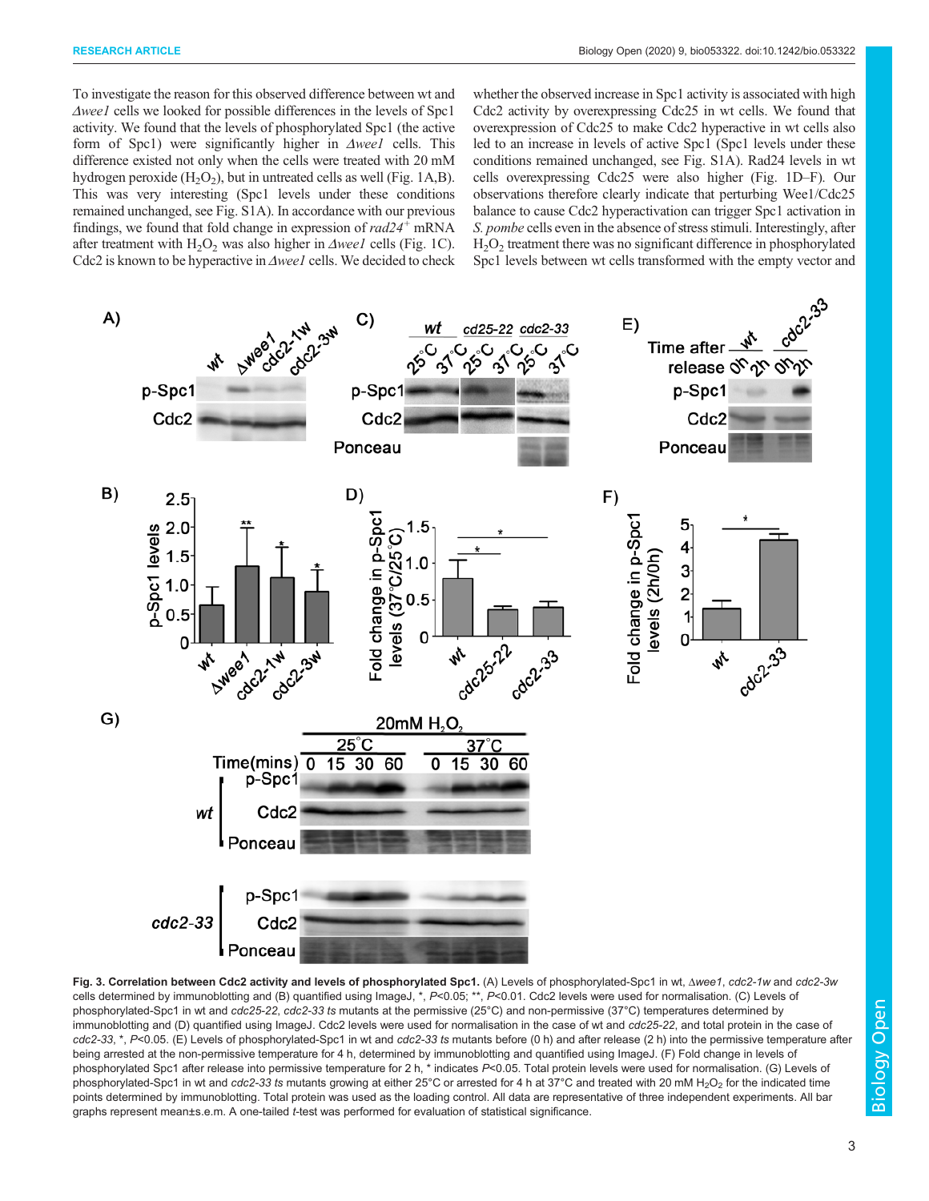To investigate the reason for this observed difference between wt and *Δwee1* cells we looked for possible differences in the levels of Spc1 activity. We found that the levels of phosphorylated Spc1 (the active form of Spc1) were significantly higher in *Δwee1* cells. This difference existed not only when the cells were treated with 20 mM hydrogen peroxide ($H_2O_2$), but in untreated cells as well (Fig. 1A,B). This was very interesting (Spc1 levels under these conditions remained unchanged, see Fig. S1A). In accordance with our previous findings, we found that fold change in expression of *rad24*$^+$ mRNA after treatment with $H_2O_2$ was also higher in *Δwee1* cells (Fig. 1C). Cdc2 is known to be hyperactive in *Δwee1* cells. We decided to check whether the observed increase in Spc1 activity is associated with high Cdc2 activity by overexpressing Cdc25 in wt cells. We found that overexpression of Cdc25 to make Cdc2 hyperactive in wt cells also led to an increase in levels of active Spc1 (Spc1 levels under these conditions remained unchanged, see Fig. S1A). Rad24 levels in wt cells overexpressing Cdc25 were also higher (Fig. 1D–F). Our observations therefore clearly indicate that perturbing Wee1/Cdc25 balance to cause Cdc2 hyperactivation can trigger Spc1 activation in *S. pombe* cells even in the absence of stress stimuli. Interestingly, after $H_2O_2$ treatment there was no significant difference in phosphorylated Spc1 levels between wt cells transformed with the empty vector and

**Fig. 3. Correlation between Cdc2 activity and levels of phosphorylated Spc1.** (A) Levels of phosphorylated-Spc1 in wt, *Δwee1*, *cdc2-1w* and *cdc2-3w* cells determined by immunoblotting and (B) quantified using ImageJ, *, $P$<0.05; **, $P$<0.01. Cdc2 levels were used for normalisation. (C) Levels of phosphorylated-Spc1 in wt and *cdc25-22*, *cdc2-33 ts* mutants at the permissive (25°C) and non-permissive (37°C) temperatures determined by immunoblotting and (D) quantified using ImageJ. Cdc2 levels were used for normalisation in the case of wt and *cdc25-22*, and total protein in the case of *cdc2-33*, *, $P$<0.05. (E) Levels of phosphorylated-Spc1 in wt and *cdc2-33 ts* mutants before (0 h) and after release (2 h) into the permissive temperature after being arrested at the non-permissive temperature for 4 h, determined by immunoblotting and quantified using ImageJ. (F) Fold change in levels of phosphorylated Spc1 after release into permissive temperature for 2 h, * indicates $P$<0.05. Total protein levels were used for normalisation. (G) Levels of phosphorylated-Spc1 in wt and *cdc2-33 ts* mutants growing at either 25°C or arrested for 4 h at 37°C and treated with 20 mM $H_2O_2$ for the indicated time points determined by immunoblotting. Total protein was used as the loading control. All data are representative of three independent experiments. All bar graphs represent mean±s.e.m. A one-tailed *t*-test was performed for evaluation of statistical significance.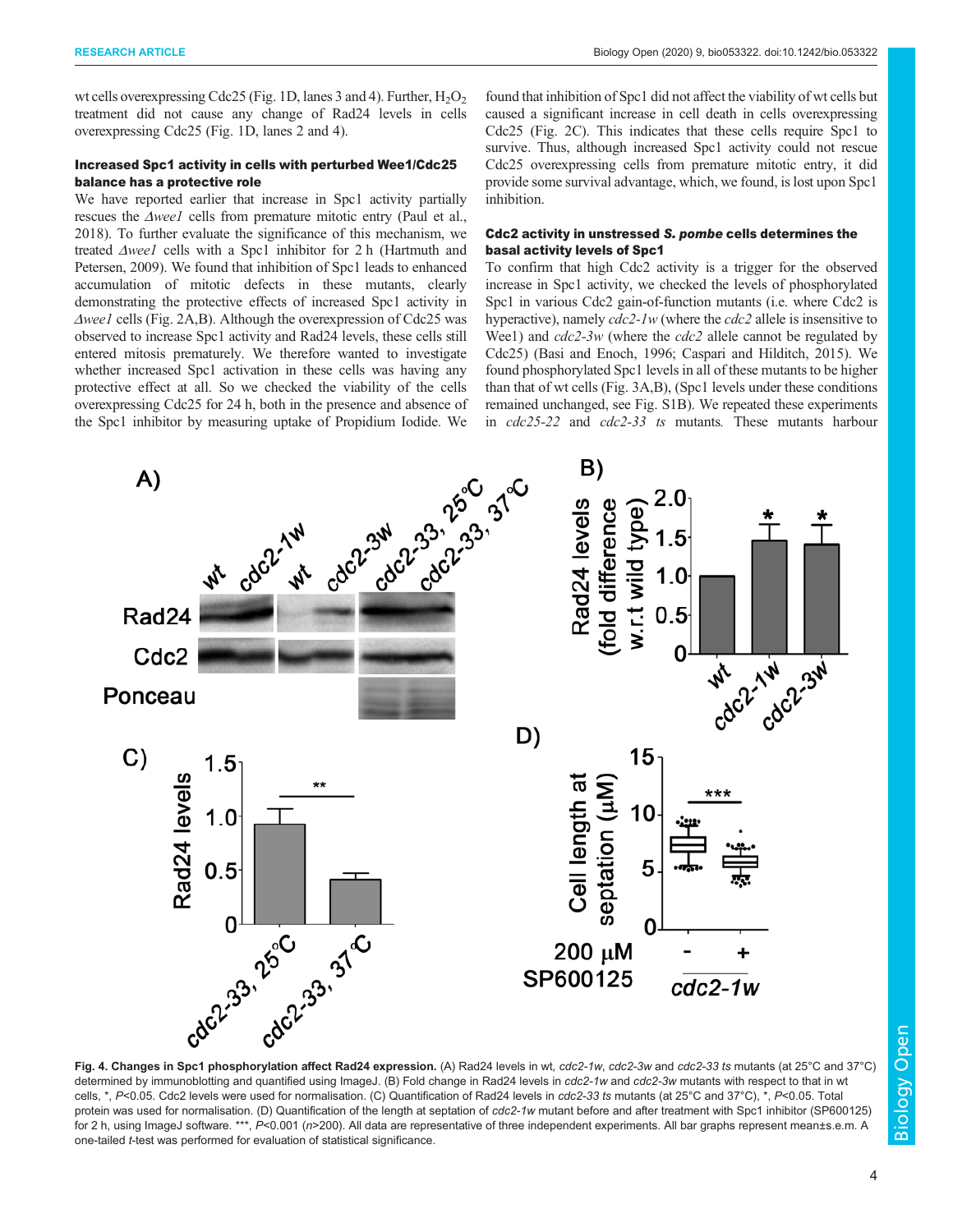wt cells overexpressing Cdc25 (Fig. 1D, lanes 3 and 4). Further, $H_2O_2$ treatment did not cause any change of Rad24 levels in cells overexpressing Cdc25 (Fig. 1D, lanes 2 and 4).

### Increased Spc1 activity in cells with perturbed Wee1/Cdc25 balance has a protective role

We have reported earlier that increase in Spc1 activity partially rescues the *Δwee1* cells from premature mitotic entry (Paul et al., 2018). To further evaluate the significance of this mechanism, we treated *Δwee1* cells with a Spc1 inhibitor for 2 h (Hartmuth and Petersen, 2009). We found that inhibition of Spc1 leads to enhanced accumulation of mitotic defects in these mutants, clearly demonstrating the protective effects of increased Spc1 activity in *Δwee1* cells (Fig. 2A,B). Although the overexpression of Cdc25 was observed to increase Spc1 activity and Rad24 levels, these cells still entered mitosis prematurely. We therefore wanted to investigate whether increased Spc1 activation in these cells was having any protective effect at all. So we checked the viability of the cells overexpressing Cdc25 for 24 h, both in the presence and absence of the Spc1 inhibitor by measuring uptake of Propidium Iodide. We found that inhibition of Spc1 did not affect the viability of wt cells but caused a significant increase in cell death in cells overexpressing Cdc25 (Fig. 2C). This indicates that these cells require Spc1 to survive. Thus, although increased Spc1 activity could not rescue Cdc25 overexpressing cells from premature mitotic entry, it did provide some survival advantage, which, we found, is lost upon Spc1 inhibition.

### Cdc2 activity in unstressed *S. pombe* cells determines the basal activity levels of Spc1

To confirm that high Cdc2 activity is a trigger for the observed increase in Spc1 activity, we checked the levels of phosphorylated Spc1 in various Cdc2 gain-of-function mutants (i.e. where Cdc2 is hyperactive), namely *cdc2-1w* (where the *cdc2* allele is insensitive to Wee1) and *cdc2-3w* (where the *cdc2* allele cannot be regulated by Cdc25) (Basi and Enoch, 1996; Caspari and Hilditch, 2015). We found phosphorylated Spc1 levels in all of these mutants to be higher than that of wt cells (Fig. 3A,B), (Spc1 levels under these conditions remained unchanged, see Fig. S1B). We repeated these experiments in *cdc25-22* and *cdc2-33 ts* mutants. These mutants harbour

**Fig. 4. Changes in Spc1 phosphorylation affect Rad24 expression.** (A) Rad24 levels in wt, *cdc2-1w*, *cdc2-3w* and *cdc2-33 ts* mutants (at 25°C and 37°C) determined by immunoblotting and quantified using ImageJ. (B) Fold change in Rad24 levels in *cdc2-1w* and *cdc2-3w* mutants with respect to that in wt cells, *, $P<0.05$. Cdc2 levels were used for normalisation. (C) Quantification of Rad24 levels in *cdc2-33 ts* mutants (at 25°C and 37°C), *, $P<0.05$. Total protein was used for normalisation. (D) Quantification of the length at septation of *cdc2-1w* mutant before and after treatment with Spc1 inhibitor (SP600125) for 2 h, using ImageJ software. ***, $P<0.001$ ($n>200$). All data are representative of three independent experiments. All bar graphs represent mean±s.e.m. A one-tailed *t*-test was performed for evaluation of statistical significance.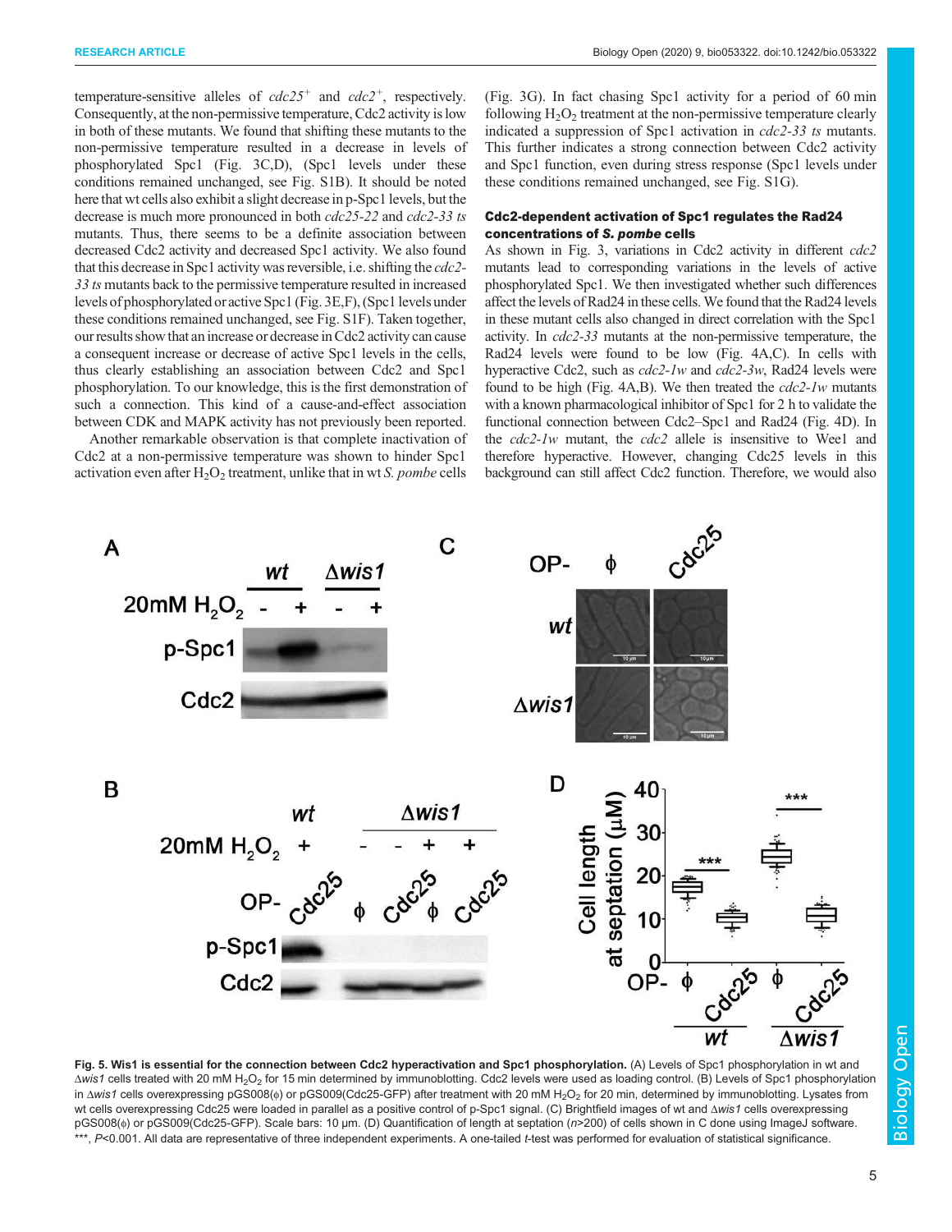temperature-sensitive alleles of *cdc25*$^{+}$ and *cdc2*$^{+}$, respectively. Consequently, at the non-permissive temperature, Cdc2 activity is low in both of these mutants. We found that shifting these mutants to the non-permissive temperature resulted in a decrease in levels of phosphorylated Spc1 (Fig. 3C,D), (Spc1 levels under these conditions remained unchanged, see Fig. S1B). It should be noted here that wt cells also exhibit a slight decrease in p-Spc1 levels, but the decrease is much more pronounced in both *cdc25-22* and *cdc2-33 ts* mutants. Thus, there seems to be a definite association between decreased Cdc2 activity and decreased Spc1 activity. We also found that this decrease in Spc1 activity was reversible, i.e. shifting the *cdc2-33 ts* mutants back to the permissive temperature resulted in increased levels of phosphorylated or active Spc1 (Fig. 3E,F), (Spc1 levels under these conditions remained unchanged, see Fig. S1F). Taken together, our results show that an increase or decrease in Cdc2 activity can cause a consequent increase or decrease of active Spc1 levels in the cells, thus clearly establishing an association between Cdc2 and Spc1 phosphorylation. To our knowledge, this is the first demonstration of such a connection. This kind of a cause-and-effect association between CDK and MAPK activity has not previously been reported.

Another remarkable observation is that complete inactivation of Cdc2 at a non-permissive temperature was shown to hinder Spc1 activation even after $H_2O_2$ treatment, unlike that in wt *S. pombe* cells (Fig. 3G). In fact chasing Spc1 activity for a period of 60 min following $H_2O_2$ treatment at the non-permissive temperature clearly indicated a suppression of Spc1 activation in *cdc2-33* mutants. This further indicates a strong connection between Cdc2 activity and Spc1 function, even during stress response (Spc1 levels under these conditions remained unchanged, see Fig. S1G).

### Cdc2-dependent activation of Spc1 regulates the Rad24 concentrations of *S. pombe* cells

As shown in Fig. 3, variations in Cdc2 activity in different *cdc2* mutants lead to corresponding variations in the levels of active phosphorylated Spc1. We then investigated whether such differences affect the levels of Rad24 in these cells. We found that the Rad24 levels in these mutant cells also changed in direct correlation with the Spc1 activity. In *cdc2-33* mutants at the non-permissive temperature, the Rad24 levels were found to be low (Fig. 4A,C). In cells with hyperactive Cdc2, such as *cdc2-1w* and *cdc2-3w*, Rad24 levels were found to be high (Fig. 4A,B). We then treated the *cdc2-1w* mutants with a known pharmacological inhibitor of Spc1 for 2 h to validate the functional connection between Cdc2–Spc1 and Rad24 (Fig. 4D). In the *cdc2-1w* mutant, the *cdc2* allele is insensitive to Wee1 and therefore hyperactive. However, changing Cdc25 levels in this background can still affect Cdc2 function. Therefore, we would also

**Fig. 5. Wis1 is essential for the connection between Cdc2 hyperactivation and Spc1 phosphorylation.** (A) Levels of Spc1 phosphorylation in wt and Δ*wis1* cells treated with 20 mM $H_2O_2$ for 15 min determined by immunoblotting. Cdc2 levels were used as loading control. (B) Levels of Spc1 phosphorylation in Δ*wis1* cells overexpressing pGS008(ϕ) or pGS009(Cdc25-GFP) after treatment with 20 mM $H_2O_2$ for 20 min, determined by immunoblotting. Lysates from wt cells overexpressing Cdc25 were loaded in parallel as a positive control of p-Spc1 signal. (C) Brightfield images of wt and Δ*wis1* cells overexpressing pGS008(ϕ) or pGS009(Cdc25-GFP). Scale bars: 10 µm. (D) Quantification of length at septation (*n*>200) of cells shown in C done using ImageJ software. ***, $P<0.001$. All data are representative of three independent experiments. A one-tailed *t*-test was performed for evaluation of statistical significance.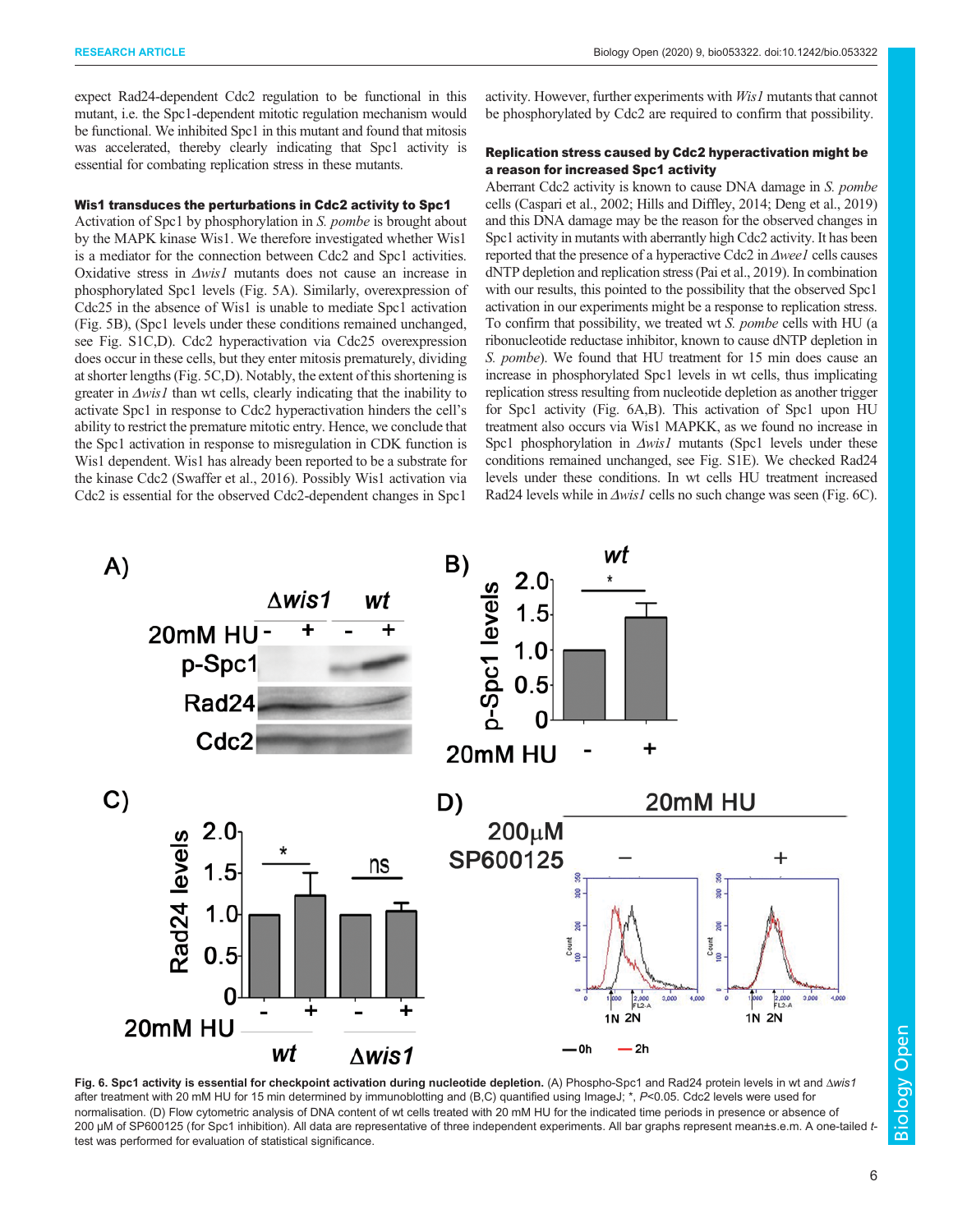expect Rad24-dependent Cdc2 regulation to be functional in this mutant, i.e. the Spc1-dependent mitotic regulation mechanism would be functional. We inhibited Spc1 in this mutant and found that mitosis was accelerated, thereby clearly indicating that Spc1 activity is essential for combating replication stress in these mutants.

### Wis1 transduces the perturbations in Cdc2 activity to Spc1

Activation of Spc1 by phosphorylation in *S. pombe* is brought about by the MAPK kinase Wis1. We therefore investigated whether Wis1 is a mediator for the connection between Cdc2 and Spc1 activities. Oxidative stress in *Δwis1* mutants does not cause an increase in phosphorylated Spc1 levels (Fig. 5A). Similarly, overexpression of Cdc25 in the absence of Wis1 is unable to mediate Spc1 activation (Fig. 5B), (Spc1 levels under these conditions remained unchanged, see Fig. S1C,D). Cdc2 hyperactivation via Cdc25 overexpression does occur in these cells, but they enter mitosis prematurely, dividing at shorter lengths (Fig. 5C,D). Notably, the extent of this shortening is greater in *Δwis1* than wt cells, clearly indicating that the inability to activate Spc1 in response to Cdc2 hyperactivation hinders the cell's ability to restrict the premature mitotic entry. Hence, we conclude that the Spc1 activation in response to misregulation in CDK function is Wis1 dependent. Wis1 has already been reported to be a substrate for the kinase Cdc2 (Swaffer et al., 2016). Possibly Wis1 activation via Cdc2 is essential for the observed Cdc2-dependent changes in Spc1 activity. However, further experiments with *Wis1* mutants that cannot be phosphorylated by Cdc2 are required to confirm that possibility.

### Replication stress caused by Cdc2 hyperactivation might be a reason for increased Spc1 activity

Aberrant Cdc2 activity is known to cause DNA damage in *S. pombe* cells (Caspari et al., 2002; Hills and Diffley, 2014; Deng et al., 2019) and this DNA damage may be the reason for the observed changes in Spc1 activity in mutants with aberrantly high Cdc2 activity. It has been reported that the presence of a hyperactive Cdc2 in *Δwee1* cells causes dNTP depletion and replication stress (Pai et al., 2019). In combination with our results, this pointed to the possibility that the observed Spc1 activation in our experiments might be a response to replication stress. To confirm that possibility, we treated wt *S. pombe* cells with HU (a ribonucleotide reductase inhibitor, known to cause dNTP depletion in *S. pombe*). We found that HU treatment for 15 min does cause an increase in phosphorylated Spc1 levels in wt cells, thus implicating replication stress resulting from nucleotide depletion as another trigger for Spc1 activity (Fig. 6A,B). This activation of Spc1 upon HU treatment also occurs via Wis1 MAPKK, as we found no increase in Spc1 phosphorylation in *Δwis1* mutants (Spc1 levels under these conditions remained unchanged, see Fig. S1E). We checked Rad24 levels under these conditions. In wt cells HU treatment increased Rad24 levels while in *Δwis1* cells no such change was seen (Fig. 6C).

**Fig. 6. Spc1 activity is essential for checkpoint activation during nucleotide depletion.** (A) Phospho-Spc1 and Rad24 protein levels in wt and *Δwis1* after treatment with 20 mM HU for 15 min determined by immunoblotting and (B,C) quantified using ImageJ; *, $P<0.05$. Cdc2 levels were used for normalisation. (D) Flow cytometric analysis of DNA content of wt cells treated with 20 mM HU for the indicated time periods in presence or absence of 200 µM of SP600125 (for Spc1 inhibition). All data are representative of three independent experiments. All bar graphs represent mean±s.e.m. A one-tailed *t*-test was performed for evaluation of statistical significance.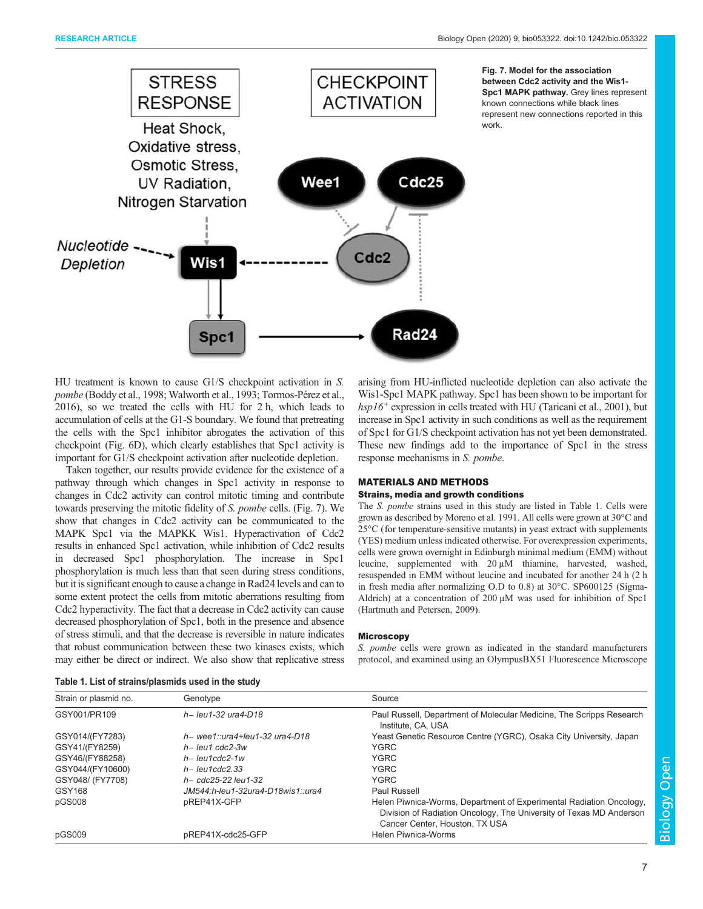Fig. 7. Model for the association between Cdc2 activity and the Wis1-Spc1 MAPK pathway. Grey lines represent known connections while black lines represent new connections reported in this work.

HU treatment is known to cause G1/S checkpoint activation in *S. pombe* (Boddy et al., 1998; Walworth et al., 1993; Tormos-Pérez et al., 2016), so we treated the cells with HU for 2 h, which leads to accumulation of cells at the G1-S boundary. We found that pretreating the cells with the Spc1 inhibitor abrogates the activation of this checkpoint (Fig. 6D), which clearly establishes that Spc1 activity is important for G1/S checkpoint activation after nucleotide depletion.

Taken together, our results provide evidence for the existence of a pathway through which changes in Spc1 activity in response to changes in Cdc2 activity can control mitotic timing and contribute towards preserving the mitotic fidelity of *S. pombe* cells. (Fig. 7). We show that changes in Cdc2 activity can be communicated to the MAPK Spc1 via the MAPKK Wis1. Hyperactivation of Cdc2 results in enhanced Spc1 activation, while inhibition of Cdc2 results in decreased Spc1 phosphorylation. The increase in Spc1 phosphorylation is much less than that seen during stress conditions, but it is significant enough to cause a change in Rad24 levels and can to some extent protect the cells from mitotic aberrations resulting from Cdc2 hyperactivity. The fact that a decrease in Cdc2 activity can cause decreased phosphorylation of Spc1, both in the presence and absence of stress stimuli, and that the decrease is reversible in nature indicates that robust communication between these two kinases exists, which may either be direct or indirect. We also show that replicative stress arising from HU-inflicted nucleotide depletion can also activate the Wis1-Spc1 MAPK pathway. Spc1 has been shown to be important for *hsp16$^{+}$* expression in cells treated with HU (Taricani et al., 2001), but increase in Spc1 activity in such conditions as well as the requirement of Spc1 for G1/S checkpoint activation has not yet been demonstrated. These new findings add to the importance of Spc1 in the stress response mechanisms in *S. pombe*.

## MATERIALS AND METHODS

### Strains, media and growth conditions

The *S. pombe* strains used in this study are listed in Table 1. Cells were grown as described by Moreno et al. 1991. All cells were grown at 30°C and 25°C (for temperature-sensitive mutants) in yeast extract with supplements (YES) medium unless indicated otherwise. For overexpression experiments, cells were grown overnight in Edinburgh minimal medium (EMM) without leucine, supplemented with 20 µM thiamine, harvested, washed, resuspended in EMM without leucine and incubated for another 24 h (2 h in fresh media after normalizing O.D to 0.8) at 30°C. SP600125 (Sigma-Aldrich) at a concentration of 200 µM was used for inhibition of Spc1 (Hartmuth and Petersen, 2009).

### Microscopy

*S. pombe* cells were grown as indicated in the standard manufacturers protocol, and examined using an OlympusBX51 Fluorescence Microscope

**Table 1. List of strains/plasmids used in the study**

| Strain or plasmid no. | Genotype | Source |
|---|---|---|
| GSY001/PR109 | *h− leu1-32 ura4-D18* | Paul Russell, Department of Molecular Medicine, The Scripps Research Institute, CA, USA |
| GSY014/(FY7283) | *h− wee1::ura4+leu1-32 ura4-D18* | Yeast Genetic Resource Centre (YGRC), Osaka City University, Japan |
| GSY41/(FY8259) | *h− leu1 cdc2-3w* | YGRC |
| GSY46/(FY88258) | *h− leu1cdc2-1w* | YGRC |
| GSY044/(FY10600) | *h− leu1cdc2.33* | YGRC |
| GSY048/ (FY7708) | *h− cdc25-22 leu1-32* | YGRC |
| GSY168 | *JM544:h-leu1-32ura4-D18wis1::ura4* | Paul Russell |
| pGS008 | pREP41X-GFP | Helen Piwnica-Worms, Department of Experimental Radiation Oncology, Division of Radiation Oncology, The University of Texas MD Anderson Cancer Center, Houston, TX USA |
| pGS009 | pREP41X-cdc25-GFP | Helen Piwnica-Worms |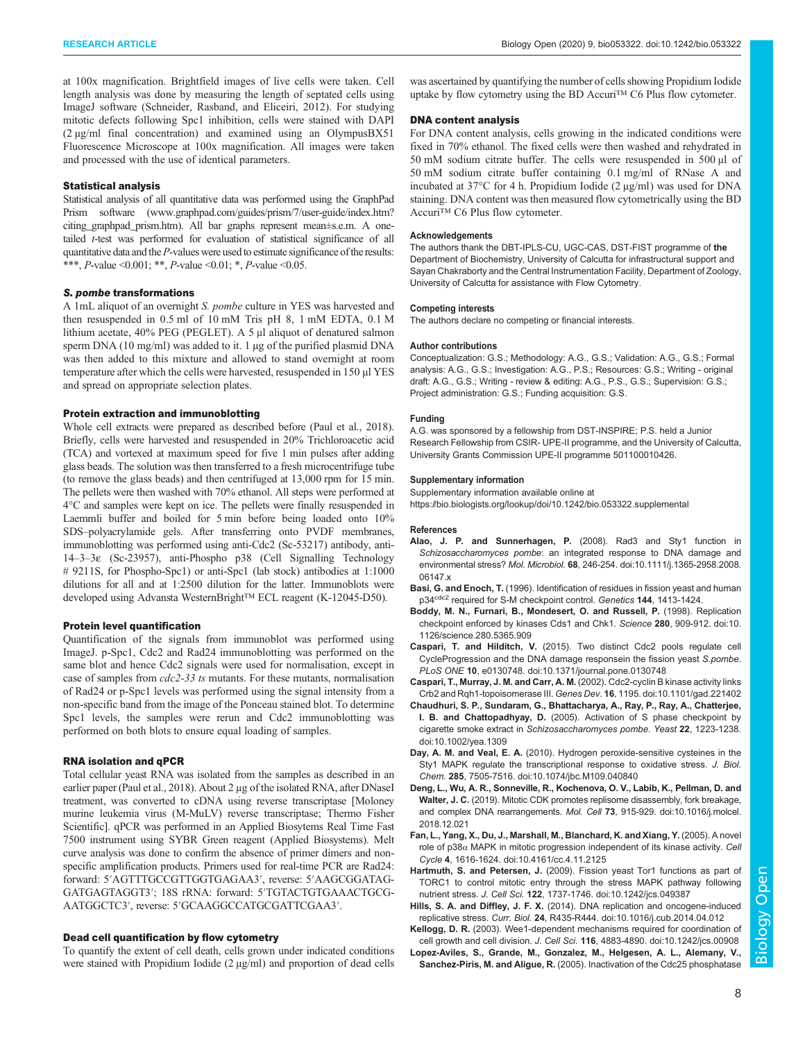at 100x magnification. Brightfield images of live cells were taken. Cell length analysis was done by measuring the length of septated cells using ImageJ software (Schneider, Rasband, and Eliceiri, 2012). For studying mitotic defects following Spc1 inhibition, cells were stained with DAPI (2 µg/ml final concentration) and examined using an OlympusBX51 Fluorescence Microscope at 100x magnification. All images were taken and processed with the use of identical parameters.

### Statistical analysis

Statistical analysis of all quantitative data was performed using the GraphPad Prism software (www.graphpad.com/guides/prism/7/user-guide/index.htm?citing_graphpad_prism.htm). All bar graphs represent mean±s.e.m. A one-tailed *t*-test was performed for evaluation of statistical significance of all quantitative data and the *P*-values were used to estimate significance of the results: ***, *P*-value <0.001; **, *P*-value <0.01; *, *P*-value <0.05.

### *S. pombe* transformations

A 1mL aliquot of an overnight *S. pombe* culture in YES was harvested and then resuspended in 0.5 ml of 10 mM Tris pH 8, 1 mM EDTA, 0.1 M lithium acetate, 40% PEG (PEGLET). A 5 µl aliquot of denatured salmon sperm DNA (10 mg/ml) was added to it. 1 µg of the purified plasmid DNA was then added to this mixture and allowed to stand overnight at room temperature after which the cells were harvested, resuspended in 150 µl YES and spread on appropriate selection plates.

### Protein extraction and immunoblotting

Whole cell extracts were prepared as described before (Paul et al., 2018). Briefly, cells were harvested and resuspended in 20% Trichloroacetic acid (TCA) and vortexed at maximum speed for five 1 min pulses after adding glass beads. The solution was then transferred to a fresh microcentrifuge tube (to remove the glass beads) and then centrifuged at 13,000 rpm for 15 min. The pellets were then washed with 70% ethanol. All steps were performed at 4°C and samples were kept on ice. The pellets were finally resuspended in Laemmli buffer and boiled for 5 min before being loaded onto 10% SDS–polyacrylamide gels. After transferring onto PVDF membranes, immunoblotting was performed using anti-Cdc2 (Sc-53217) antibody, anti-14–3–3ε (Sc-23957), anti-Phospho p38 (Cell Signalling Technology # 9211S, for Phospho-Spc1) or anti-Spc1 (lab stock) antibodies at 1:1000 dilutions for all and at 1:2500 dilution for the latter. Immunoblots were developed using Advansta WesternBright™ ECL reagent (K-12045-D50).

### Protein level quantification

Quantification of the signals from immunoblot was performed using ImageJ. p-Spc1, Cdc2 and Rad24 immunoblotting was performed on the same blot and hence Cdc2 signals were used for normalisation, except in case of samples from *cdc2-33 ts* mutants. For these mutants, normalisation of Rad24 or p-Spc1 levels was performed using the signal intensity from a non-specific band from the image of the Ponceau stained blot. To determine Spc1 levels, the samples were rerun and Cdc2 immunoblotting was performed on both blots to ensure equal loading of samples.

### RNA isolation and qPCR

Total cellular yeast RNA was isolated from the samples as described in an earlier paper (Paul et al., 2018). About 2 µg of the isolated RNA, after DNaseI treatment, was converted to cDNA using reverse transcriptase [Moloney murine leukemia virus (M-MuLV) reverse transcriptase; Thermo Fisher Scientific]. qPCR was performed in an Applied Biosytems Real Time Fast 7500 instrument using SYBR Green reagent (Applied Biosystems). Melt curve analysis was done to confirm the absence of primer dimers and non-specific amplification products. Primers used for real-time PCR are Rad24: forward: 5′AGTTTGCCGTTGGTGAGAA3′, reverse: 5′AAGCGGATAG-GATGAGTAGGT3′; 18S rRNA: forward: 5′TGTACTGTGAAACTGCG-AATGGCTC3′, reverse: 5′GCAAGGCCATGCGATTCGAA3′.

### Dead cell quantification by flow cytometry

To quantify the extent of cell death, cells grown under indicated conditions were stained with Propidium Iodide (2 µg/ml) and proportion of dead cells was ascertained by quantifying the number of cells showing Propidium Iodide uptake by flow cytometry using the BD Accuri™ C6 Plus flow cytometer.

### DNA content analysis

For DNA content analysis, cells growing in the indicated conditions were fixed in 70% ethanol. The fixed cells were then washed and rehydrated in 50 mM sodium citrate buffer. The cells were resuspended in 500 µl of 50 mM sodium citrate buffer containing 0.1 mg/ml of RNase A and incubated at 37°C for 4 h. Propidium Iodide (2 µg/ml) was used for DNA staining. DNA content was then measured flow cytometrically using the BD Accuri™ C6 Plus flow cytometer.

#### Acknowledgements

The authors thank the DBT-IPLS-CU, UGC-CAS, DST-FIST programme of **the** Department of Biochemistry, University of Calcutta for infrastructural support and Sayan Chakraborty and the Central Instrumentation Facility, Department of Zoology, University of Calcutta for assistance with Flow Cytometry.

#### Competing interests

The authors declare no competing or financial interests.

#### Author contributions

Conceptualization: G.S.; Methodology: A.G., G.S.; Validation: A.G., G.S.; Formal analysis: A.G., G.S.; Investigation: A.G., P.S.; Resources: G.S.; Writing - original draft: A.G., G.S.; Writing - review & editing: A.G., P.S., G.S.; Supervision: G.S.; Project administration: G.S.; Funding acquisition: G.S.

#### Funding

A.G. was sponsored by a fellowship from DST-INSPIRE; P.S. held a Junior Research Fellowship from CSIR- UPE-II programme, and the University of Calcutta, University Grants Commission UPE-II programme 501100010426.

#### Supplementary information

Supplementary information available online at
https://bio.biologists.org/lookup/doi/10.1242/bio.053322.supplemental

#### References

**Alao, J. P. and Sunnerhagen, P.** (2008). Rad3 and Sty1 function in *Schizosaccharomyces pombe*: an integrated response to DNA damage and environmental stress? *Mol. Microbiol.* **68**, 246-254. doi:10.1111/j.1365-2958.2008.06147.x

**Basi, G. and Enoch, T.** (1996). Identification of residues in fission yeast and human p34[cdc2] required for S-M checkpoint control. *Genetics* **144**, 1413-1424.

**Boddy, M. N., Furnari, B., Mondesert, O. and Russell, P.** (1998). Replication checkpoint enforced by kinases Cds1 and Chk1. *Science* **280**, 909-912. doi:10.1126/science.280.5365.909

**Caspari, T. and Hilditch, V.** (2015). Two distinct Cdc2 pools regulate cell CycleProgression and the DNA damage responsein the fission yeast *S.pombe*. *PLoS ONE* **10**, e0130748. doi:10.1371/journal.pone.0130748

**Caspari, T., Murray, J. M. and Carr, A. M.** (2002). Cdc2-cyclin B kinase activity links Crb2 and Rqh1-topoisomerase III. *Genes Dev.* **16**, 1195. doi:10.1101/gad.221402

**Chaudhuri, S. P., Sundaram, G., Bhattacharya, A., Ray, P., Ray, A., Chatterjee, I. B. and Chattopadhyay, D.** (2005). Activation of S phase checkpoint by cigarette smoke extract in *Schizosaccharomyces pombe*. *Yeast* **22**, 1223-1238. doi:10.1002/yea.1309

**Day, A. M. and Veal, E. A.** (2010). Hydrogen peroxide-sensitive cysteines in the Sty1 MAPK regulate the transcriptional response to oxidative stress. *J. Biol. Chem.* **285**, 7505-7516. doi:10.1074/jbc.M109.040840

**Deng, L., Wu, A. R., Sonneville, R., Kochenova, O. V., Labib, K., Pellman, D. and Walter, J. C.** (2019). Mitotic CDK promotes replisome disassembly, fork breakage, and complex DNA rearrangements. *Mol. Cell* **73**, 915-929. doi:10.1016/j.molcel.2018.12.021

**Fan, L., Yang, X., Du, J., Marshall, M., Blanchard, K. and Xiang, Y.** (2005). A novel role of p38α MAPK in mitotic progression independent of its kinase activity. *Cell Cycle* **4**, 1616-1624. doi:10.4161/cc.4.11.2125

**Hartmuth, S. and Petersen, J.** (2009). Fission yeast Tor1 functions as part of TORC1 to control mitotic entry through the stress MAPK pathway following nutrient stress. *J. Cell Sci.* **122**, 1737-1746. doi:10.1242/jcs.049387

**Hills, S. A. and Diffley, J. F. X.** (2014). DNA replication and oncogene-induced replicative stress. *Curr. Biol.* **24**, R435-R444. doi:10.1016/j.cub.2014.04.012

**Kellogg, D. R.** (2003). Wee1-dependent mechanisms required for coordination of cell growth and cell division. *J. Cell Sci.* **116**, 4883-4890. doi:10.1242/jcs.00908

**Lopez-Aviles, S., Grande, M., Gonzalez, M., Helgesen, A. L., Alemany, V., Sanchez-Piris, M. and Aligue, R.** (2005). Inactivation of the Cdc25 phosphatase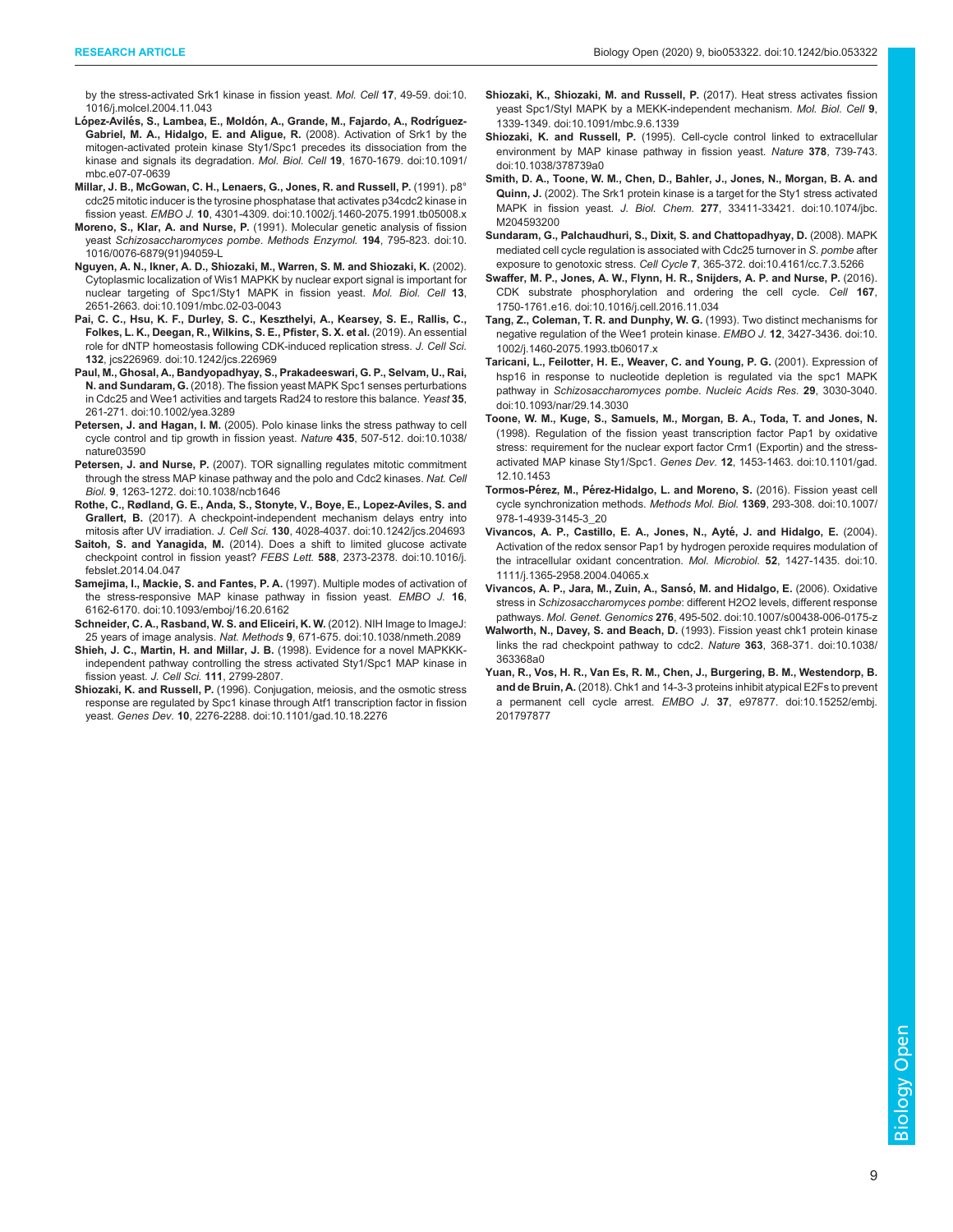by the stress-activated Srk1 kinase in fission yeast. *Mol. Cell* **17**, 49-59. doi:10.1016/j.molcel.2004.11.043

**López-Avilés, S., Lambea, E., Moldón, A., Grande, M., Fajardo, A., Rodríguez-Gabriel, M. A., Hidalgo, E. and Aligue, R.** (2008). Activation of Srk1 by the mitogen-activated protein kinase Sty1/Spc1 precedes its dissociation from the kinase and signals its degradation. *Mol. Biol. Cell* **19**, 1670-1679. doi:10.1091/mbc.e07-07-0639

**Millar, J. B., McGowan, C. H., Lenaers, G., Jones, R. and Russell, P.** (1991). p80 cdc25 mitotic inducer is the tyrosine phosphatase that activates p34cdc2 kinase in fission yeast. *EMBO J.* **10**, 4301-4309. doi:10.1002/j.1460-2075.1991.tb05008.x

**Moreno, S., Klar, A. and Nurse, P.** (1991). Molecular genetic analysis of fission yeast *Schizosaccharomyces pombe*. *Methods Enzymol.* **194**, 795-823. doi:10.1016/0076-6879(91)94059-L

**Nguyen, A. N., Ikner, A. D., Shiozaki, M., Warren, S. M. and Shiozaki, K.** (2002). Cytoplasmic localization of Wis1 MAPKK by nuclear export signal is important for nuclear targeting of Spc1/Sty1 MAPK in fission yeast. *Mol. Biol. Cell* **13**, 2651-2663. doi:10.1091/mbc.02-03-0043

**Pai, C. C., Hsu, K. F., Durley, S. C., Keszthelyi, A., Kearsey, S. E., Rallis, C., Folkes, L. K., Deegan, R., Wilkins, S. E., Pfister, S. X. et al.** (2019). An essential role for dNTP homeostasis following CDK-induced replication stress. *J. Cell Sci.* **132**, jcs226969. doi:10.1242/jcs.226969

**Paul, M., Ghosal, A., Bandyopadhyay, S., Prakadeeswari, G. P., Selvam, U., Rai, N. and Sundaram, G.** (2018). The fission yeast MAPK Spc1 senses perturbations in Cdc25 and Wee1 activities and targets Rad24 to restore this balance. *Yeast* **35**, 261-271. doi:10.1002/yea.3289

**Petersen, J. and Hagan, I. M.** (2005). Polo kinase links the stress pathway to cell cycle control and tip growth in fission yeast. *Nature* **435**, 507-512. doi:10.1038/nature03590

**Petersen, J. and Nurse, P.** (2007). TOR signalling regulates mitotic commitment through the stress MAP kinase pathway and the polo and Cdc2 kinases. *Nat. Cell Biol.* **9**, 1263-1272. doi:10.1038/ncb1646

**Rothe, C., Rødland, G. E., Anda, S., Stonyte, V., Boye, E., Lopez-Aviles, S. and Grallert, B.** (2017). A checkpoint-independent mechanism delays entry into mitosis after UV irradiation. *J. Cell Sci.* **130**, 4028-4037. doi:10.1242/jcs.204693

**Saitoh, S. and Yanagida, M.** (2014). Does a shift to limited glucose activate checkpoint control in fission yeast? *FEBS Lett.* **588**, 2373-2378. doi:10.1016/j.febslet.2014.04.047

**Samejima, I., Mackie, S. and Fantes, P. A.** (1997). Multiple modes of activation of the stress-responsive MAP kinase pathway in fission yeast. *EMBO J.* **16**, 6162-6170. doi:10.1093/emboj/16.20.6162

**Schneider, C. A., Rasband, W. S. and Eliceiri, K. W.** (2012). NIH Image to ImageJ: 25 years of image analysis. *Nat. Methods* **9**, 671-675. doi:10.1038/nmeth.2089

**Shieh, J. C., Martin, H. and Millar, J. B.** (1998). Evidence for a novel MAPKKK-independent pathway controlling the stress activated Sty1/Spc1 MAP kinase in fission yeast. *J. Cell Sci.* **111**, 2799-2807.

**Shiozaki, K. and Russell, P.** (1996). Conjugation, meiosis, and the osmotic stress response are regulated by Spc1 kinase through Atf1 transcription factor in fission yeast. *Genes Dev.* **10**, 2276-2288. doi:10.1101/gad.10.18.2276

**Shiozaki, K., Shiozaki, M. and Russell, P.** (2017). Heat stress activates fission yeast Spc1/StyI MAPK by a MEKK-independent mechanism. *Mol. Biol. Cell* **9**, 1339-1349. doi:10.1091/mbc.9.6.1339

**Shiozaki, K. and Russell, P.** (1995). Cell-cycle control linked to extracellular environment by MAP kinase pathway in fission yeast. *Nature* **378**, 739-743. doi:10.1038/378739a0

**Smith, D. A., Toone, W. M., Chen, D., Bahler, J., Jones, N., Morgan, B. A. and Quinn, J.** (2002). The Srk1 protein kinase is a target for the Sty1 stress activated MAPK in fission yeast. *J. Biol. Chem.* **277**, 33411-33421. doi:10.1074/jbc.M204593200

**Sundaram, G., Palchaudhuri, S., Dixit, S. and Chattopadhyay, D.** (2008). MAPK mediated cell cycle regulation is associated with Cdc25 turnover in *S. pombe* after exposure to genotoxic stress. *Cell Cycle* **7**, 365-372. doi:10.4161/cc.7.3.5266

**Swaffer, M. P., Jones, A. W., Flynn, H. R., Snijders, A. P. and Nurse, P.** (2016). CDK substrate phosphorylation and ordering the cell cycle. *Cell* **167**, 1750-1761.e16. doi:10.1016/j.cell.2016.11.034

**Tang, Z., Coleman, T. R. and Dunphy, W. G.** (1993). Two distinct mechanisms for negative regulation of the Wee1 protein kinase. *EMBO J.* **12**, 3427-3436. doi:10.1002/j.1460-2075.1993.tb06017.x

**Taricani, L., Feilotter, H. E., Weaver, C. and Young, P. G.** (2001). Expression of hsp16 in response to nucleotide depletion is regulated via the spc1 MAPK pathway in *Schizosaccharomyces pombe*. *Nucleic Acids Res.* **29**, 3030-3040. doi:10.1093/nar/29.14.3030

**Toone, W. M., Kuge, S., Samuels, M., Morgan, B. A., Toda, T. and Jones, N.** (1998). Regulation of the fission yeast transcription factor Pap1 by oxidative stress: requirement for the nuclear export factor Crm1 (Exportin) and the stress-activated MAP kinase Sty1/Spc1. *Genes Dev.* **12**, 1453-1463. doi:10.1101/gad.12.10.1453

**Tormos-Pérez, M., Pérez-Hidalgo, L. and Moreno, S.** (2016). Fission yeast cell cycle synchronization methods. *Methods Mol. Biol.* **1369**, 293-308. doi:10.1007/978-1-4939-3145-3_20

**Vivancos, A. P., Castillo, E. A., Jones, N., Ayté, J. and Hidalgo, E.** (2004). Activation of the redox sensor Pap1 by hydrogen peroxide requires modulation of the intracellular oxidant concentration. *Mol. Microbiol.* **52**, 1427-1435. doi:10.1111/j.1365-2958.2004.04065.x

**Vivancos, A. P., Jara, M., Zuin, A., Sansó, M. and Hidalgo, E.** (2006). Oxidative stress in *Schizosaccharomyces pombe*: different H2O2 levels, different response pathways. *Mol. Genet. Genomics* **276**, 495-502. doi:10.1007/s00438-006-0175-z

**Walworth, N., Davey, S. and Beach, D.** (1993). Fission yeast chk1 protein kinase links the rad checkpoint pathway to cdc2. *Nature* **363**, 368-371. doi:10.1038/363368a0

**Yuan, R., Vos, H. R., Van Es, R. M., Chen, J., Burgering, B. M., Westendorp, B. and de Bruin, A.** (2018). Chk1 and 14-3-3 proteins inhibit atypical E2Fs to prevent a permanent cell cycle arrest. *EMBO J.* **37**, e97877. doi:10.15252/embj.201797877